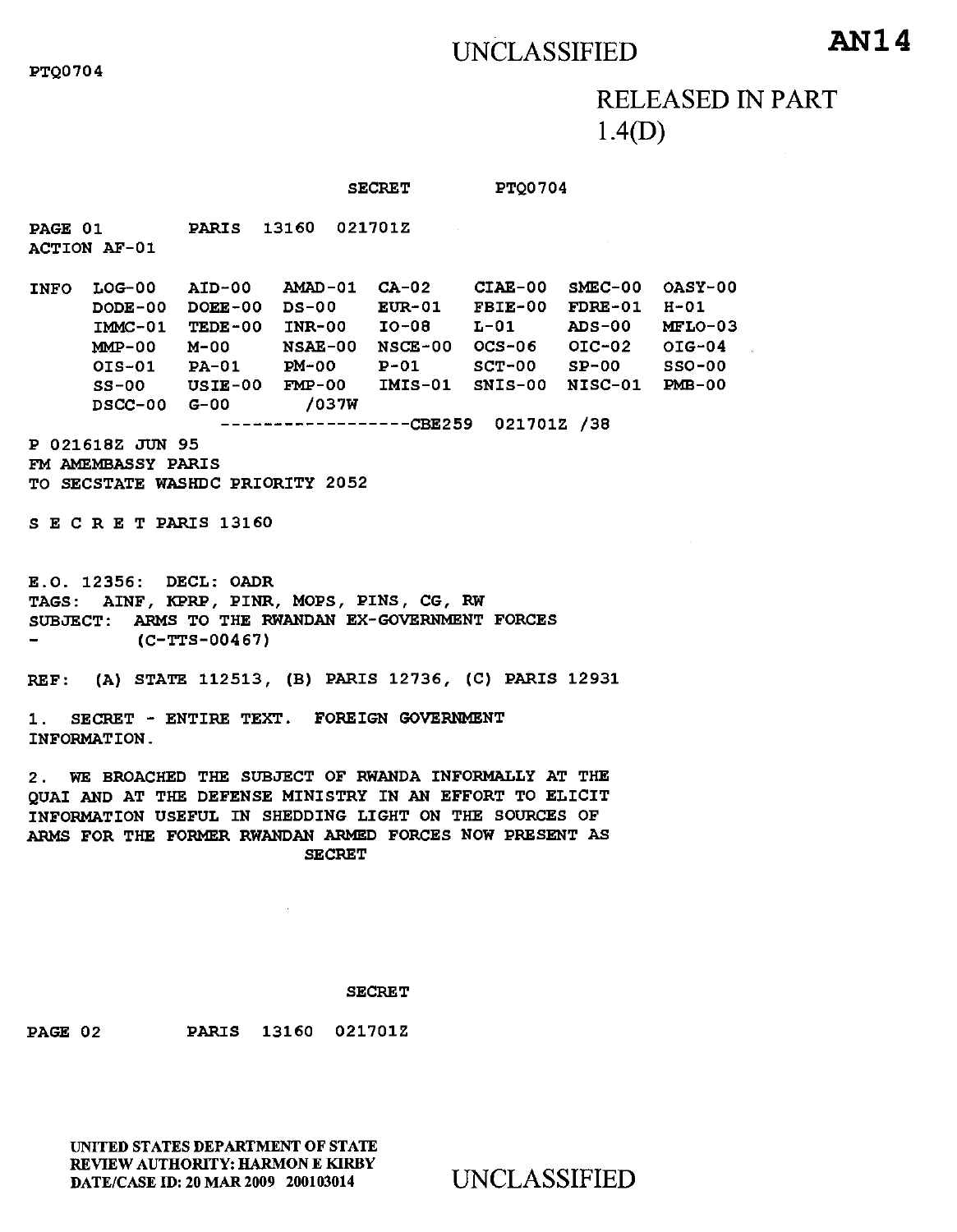UNCLASSIFIED **AN14**

PTQ0704

RELEASED IN PART
1.4(D)

SECRET PTQ0704

PAGE 01 PARIS 13160 021701Z
ACTION AF-01

```
INFO  LOG-00   AID-00   AMAD-01  CA-02    CIAE-00  SMEC-00  OASY-00
      DODE-00  DOEE-00  DS-00    EUR-01   FBIE-00  FDRE-01  H-01
      IMMC-01  TEDE-00  INR-00   IO-08    L-01     ADS-00   MFLO-03
      MMP-00   M-00     NSAE-00  NSCE-00  OCS-06   OIC-02   OIG-04
      OIS-01   PA-01    PM-00    P-01     SCT-00   SP-00    SSO-00
      SS-00    USIE-00  FMP-00   IMIS-01  SNIS-00  NISC-01  PMB-00
      DSCC-00  G-00      /037W
                   ------------------CBE259  021701Z /38
```

P 021618Z JUN 95
FM AMEMBASSY PARIS
TO SECSTATE WASHDC PRIORITY 2052

S E C R E T PARIS 13160

E.O. 12356: DECL: OADR
TAGS: AINF, KPRP, PINR, MOPS, PINS, CG, RW
SUBJECT: ARMS TO THE RWANDAN EX-GOVERNMENT FORCES
\- (C-TTS-00467)

REF: (A) STATE 112513, (B) PARIS 12736, (C) PARIS 12931

1\. SECRET - ENTIRE TEXT. FOREIGN GOVERNMENT INFORMATION.

2\. WE BROACHED THE SUBJECT OF RWANDA INFORMALLY AT THE QUAI AND AT THE DEFENSE MINISTRY IN AN EFFORT TO ELICIT INFORMATION USEFUL IN SHEDDING LIGHT ON THE SOURCES OF ARMS FOR THE FORMER RWANDAN ARMED FORCES NOW PRESENT AS

SECRET

SECRET

PAGE 02 PARIS 13160 021701Z

UNITED STATES DEPARTMENT OF STATE
REVIEW AUTHORITY: HARMON E KIRBY
DATE/CASE ID: 20 MAR 2009 200103014

UNCLASSIFIED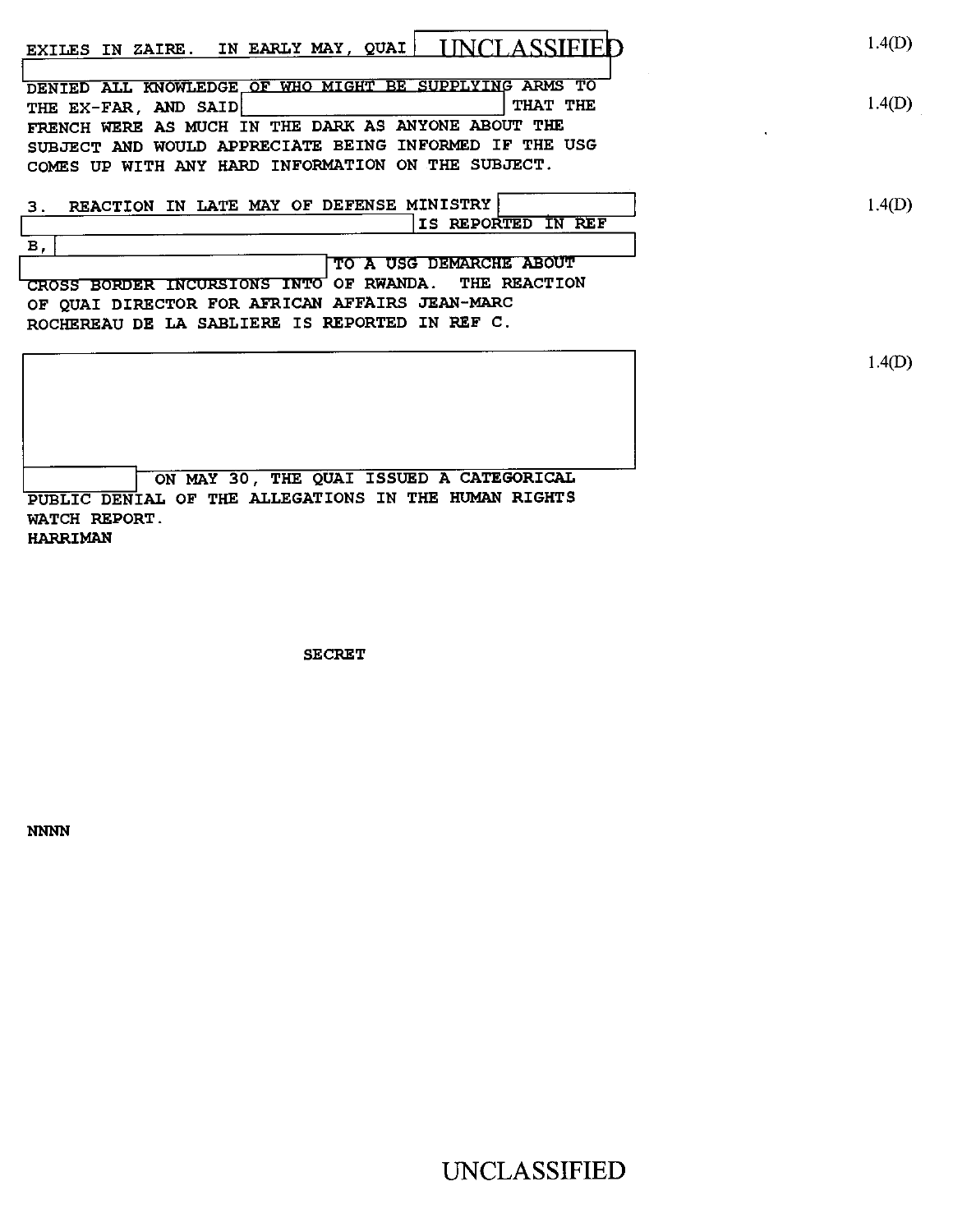EXILES IN ZAIRE. IN EARLY MAY, QUAI [REDACTED] DENIED ALL KNOWLEDGE OF WHO MIGHT BE SUPPLYING ARMS TO THE EX-FAR, AND SAID [REDACTED] THAT THE FRENCH WERE AS MUCH IN THE DARK AS ANYONE ABOUT THE SUBJECT AND WOULD APPRECIATE BEING INFORMED IF THE USG COMES UP WITH ANY HARD INFORMATION ON THE SUBJECT.

1.4(D)

1.4(D)

3. REACTION IN LATE MAY OF DEFENSE MINISTRY [REDACTED] IS REPORTED IN REF B, [REDACTED] TO A USG DEMARCHE ABOUT CROSS BORDER INCURSIONS INTO OF RWANDA. THE REACTION OF QUAI DIRECTOR FOR AFRICAN AFFAIRS JEAN-MARC ROCHEREAU DE LA SABLIERE IS REPORTED IN REF C.

1.4(D)

[REDACTED]

1.4(D)

[REDACTED] ON MAY 30, THE QUAI ISSUED A CATEGORICAL PUBLIC DENIAL OF THE ALLEGATIONS IN THE HUMAN RIGHTS WATCH REPORT.

HARRIMAN

SECRET

NNNN